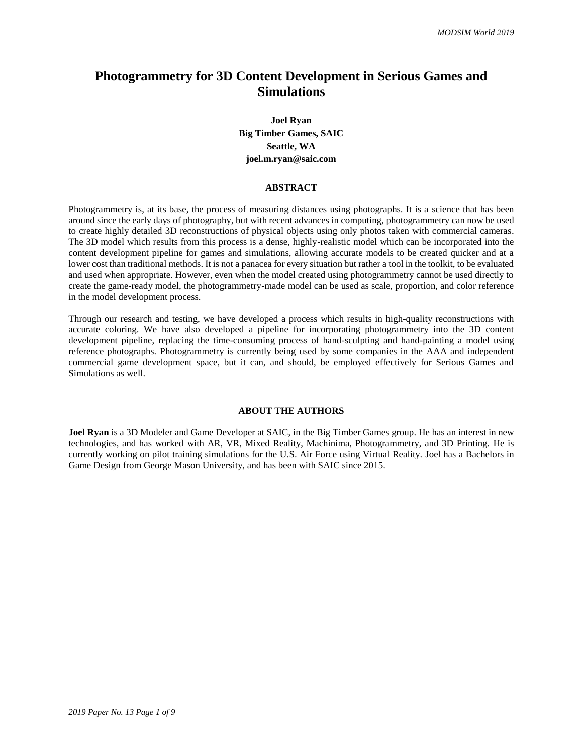# Photogrammetry for 3D Content Development in Serious Games and Simulations

**Joel Ryan**
**Big Timber Games, SAIC**
**Seattle, WA**
**joel.m.ryan@saic.com**

## ABSTRACT

Photogrammetry is, at its base, the process of measuring distances using photographs. It is a science that has been around since the early days of photography, but with recent advances in computing, photogrammetry can now be used to create highly detailed 3D reconstructions of physical objects using only photos taken with commercial cameras. The 3D model which results from this process is a dense, highly-realistic model which can be incorporated into the content development pipeline for games and simulations, allowing accurate models to be created quicker and at a lower cost than traditional methods. It is not a panacea for every situation but rather a tool in the toolkit, to be evaluated and used when appropriate. However, even when the model created using photogrammetry cannot be used directly to create the game-ready model, the photogrammetry-made model can be used as scale, proportion, and color reference in the model development process.

Through our research and testing, we have developed a process which results in high-quality reconstructions with accurate coloring. We have also developed a pipeline for incorporating photogrammetry into the 3D content development pipeline, replacing the time-consuming process of hand-sculpting and hand-painting a model using reference photographs. Photogrammetry is currently being used by some companies in the AAA and independent commercial game development space, but it can, and should, be employed effectively for Serious Games and Simulations as well.

## ABOUT THE AUTHORS

**Joel Ryan** is a 3D Modeler and Game Developer at SAIC, in the Big Timber Games group. He has an interest in new technologies, and has worked with AR, VR, Mixed Reality, Machinima, Photogrammetry, and 3D Printing. He is currently working on pilot training simulations for the U.S. Air Force using Virtual Reality. Joel has a Bachelors in Game Design from George Mason University, and has been with SAIC since 2015.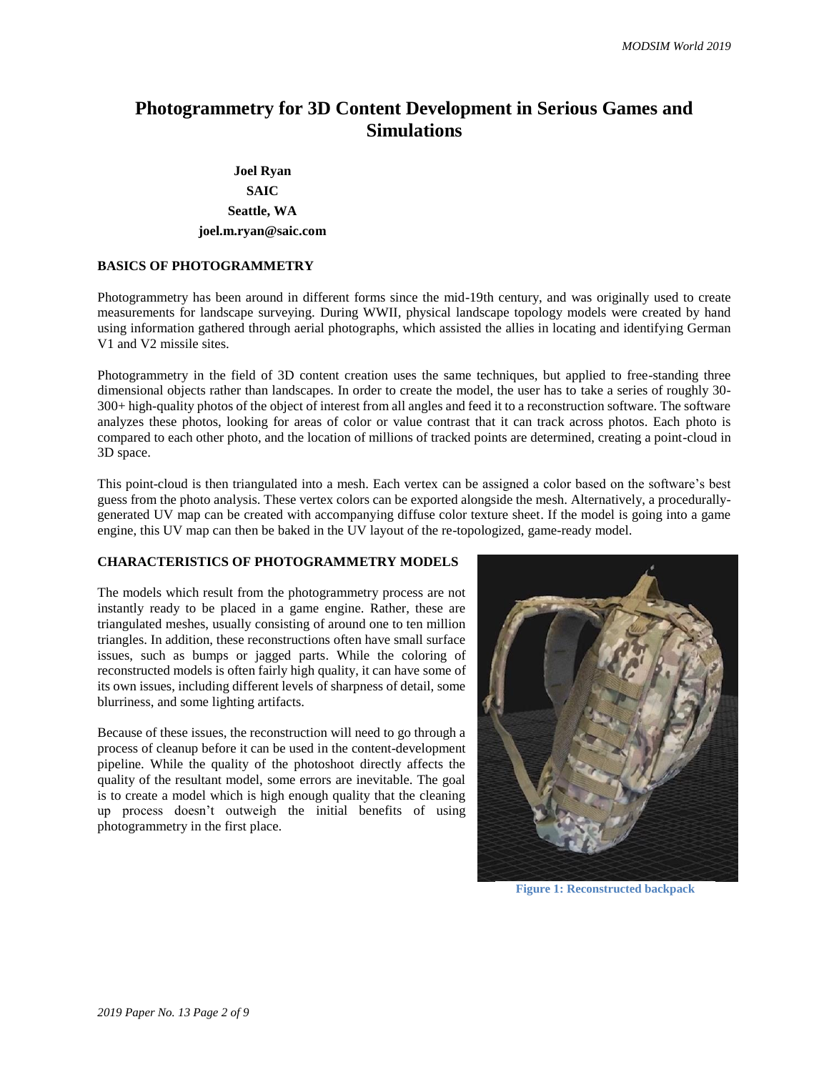# Photogrammetry for 3D Content Development in Serious Games and Simulations

**Joel Ryan**
**SAIC**
**Seattle, WA**
**joel.m.ryan@saic.com**

## BASICS OF PHOTOGRAMMETRY

Photogrammetry has been around in different forms since the mid-19th century, and was originally used to create measurements for landscape surveying. During WWII, physical landscape topology models were created by hand using information gathered through aerial photographs, which assisted the allies in locating and identifying German V1 and V2 missile sites.

Photogrammetry in the field of 3D content creation uses the same techniques, but applied to free-standing three dimensional objects rather than landscapes. In order to create the model, the user has to take a series of roughly 30-300+ high-quality photos of the object of interest from all angles and feed it to a reconstruction software. The software analyzes these photos, looking for areas of color or value contrast that it can track across photos. Each photo is compared to each other photo, and the location of millions of tracked points are determined, creating a point-cloud in 3D space.

This point-cloud is then triangulated into a mesh. Each vertex can be assigned a color based on the software's best guess from the photo analysis. These vertex colors can be exported alongside the mesh. Alternatively, a procedurally-generated UV map can be created with accompanying diffuse color texture sheet. If the model is going into a game engine, this UV map can then be baked in the UV layout of the re-topologized, game-ready model.

## CHARACTERISTICS OF PHOTOGRAMMETRY MODELS

The models which result from the photogrammetry process are not instantly ready to be placed in a game engine. Rather, these are triangulated meshes, usually consisting of around one to ten million triangles. In addition, these reconstructions often have small surface issues, such as bumps or jagged parts. While the coloring of reconstructed models is often fairly high quality, it can have some of its own issues, including different levels of sharpness of detail, some blurriness, and some lighting artifacts.

Because of these issues, the reconstruction will need to go through a process of cleanup before it can be used in the content-development pipeline. While the quality of the photoshoot directly affects the quality of the resultant model, some errors are inevitable. The goal is to create a model which is high enough quality that the cleaning up process doesn't outweigh the initial benefits of using photogrammetry in the first place.

**Figure 1: Reconstructed backpack**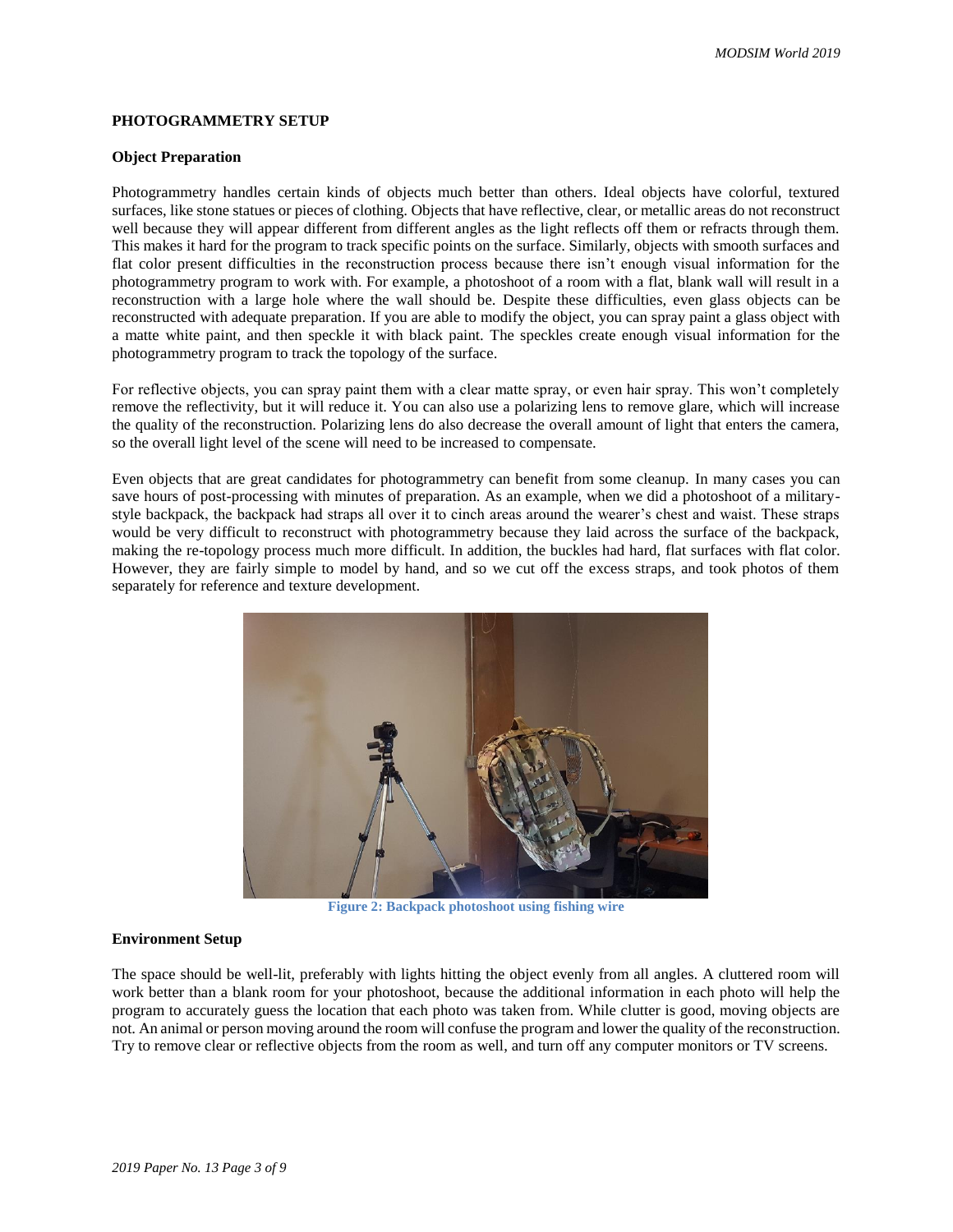## PHOTOGRAMMETRY SETUP

### Object Preparation

Photogrammetry handles certain kinds of objects much better than others. Ideal objects have colorful, textured surfaces, like stone statues or pieces of clothing. Objects that have reflective, clear, or metallic areas do not reconstruct well because they will appear different from different angles as the light reflects off them or refracts through them. This makes it hard for the program to track specific points on the surface. Similarly, objects with smooth surfaces and flat color present difficulties in the reconstruction process because there isn't enough visual information for the photogrammetry program to work with. For example, a photoshoot of a room with a flat, blank wall will result in a reconstruction with a large hole where the wall should be. Despite these difficulties, even glass objects can be reconstructed with adequate preparation. If you are able to modify the object, you can spray paint a glass object with a matte white paint, and then speckle it with black paint. The speckles create enough visual information for the photogrammetry program to track the topology of the surface.

For reflective objects, you can spray paint them with a clear matte spray, or even hair spray. This won't completely remove the reflectivity, but it will reduce it. You can also use a polarizing lens to remove glare, which will increase the quality of the reconstruction. Polarizing lens do also decrease the overall amount of light that enters the camera, so the overall light level of the scene will need to be increased to compensate.

Even objects that are great candidates for photogrammetry can benefit from some cleanup. In many cases you can save hours of post-processing with minutes of preparation. As an example, when we did a photoshoot of a military-style backpack, the backpack had straps all over it to cinch areas around the wearer's chest and waist. These straps would be very difficult to reconstruct with photogrammetry because they laid across the surface of the backpack, making the re-topology process much more difficult. In addition, the buckles had hard, flat surfaces with flat color. However, they are fairly simple to model by hand, and so we cut off the excess straps, and took photos of them separately for reference and texture development.

**Figure 2: Backpack photoshoot using fishing wire**

### Environment Setup

The space should be well-lit, preferably with lights hitting the object evenly from all angles. A cluttered room will work better than a blank room for your photoshoot, because the additional information in each photo will help the program to accurately guess the location that each photo was taken from. While clutter is good, moving objects are not. An animal or person moving around the room will confuse the program and lower the quality of the reconstruction. Try to remove clear or reflective objects from the room as well, and turn off any computer monitors or TV screens.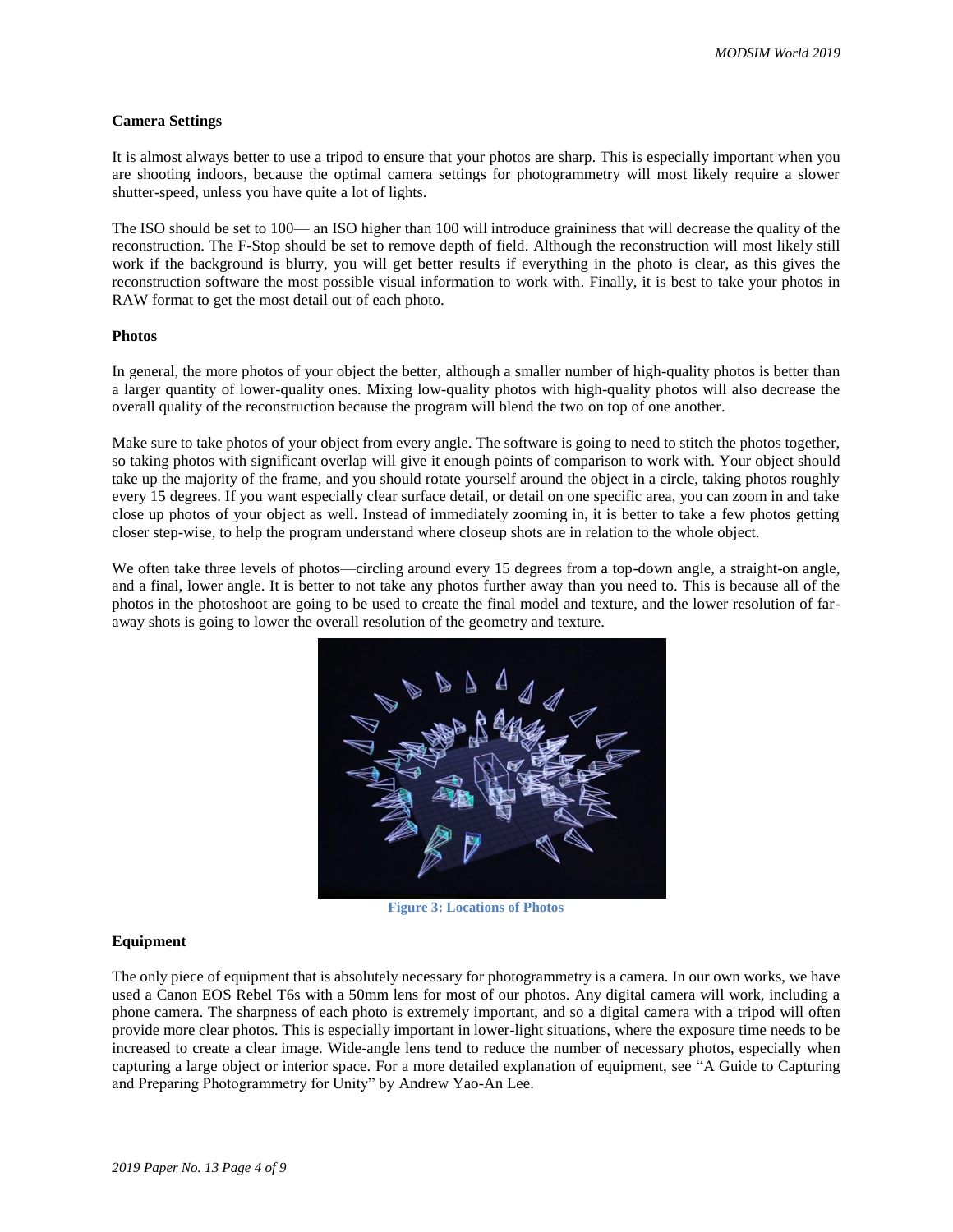### Camera Settings

It is almost always better to use a tripod to ensure that your photos are sharp. This is especially important when you are shooting indoors, because the optimal camera settings for photogrammetry will most likely require a slower shutter-speed, unless you have quite a lot of lights.

The ISO should be set to 100— an ISO higher than 100 will introduce graininess that will decrease the quality of the reconstruction. The F-Stop should be set to remove depth of field. Although the reconstruction will most likely still work if the background is blurry, you will get better results if everything in the photo is clear, as this gives the reconstruction software the most possible visual information to work with. Finally, it is best to take your photos in RAW format to get the most detail out of each photo.

### Photos

In general, the more photos of your object the better, although a smaller number of high-quality photos is better than a larger quantity of lower-quality ones. Mixing low-quality photos with high-quality photos will also decrease the overall quality of the reconstruction because the program will blend the two on top of one another.

Make sure to take photos of your object from every angle. The software is going to need to stitch the photos together, so taking photos with significant overlap will give it enough points of comparison to work with. Your object should take up the majority of the frame, and you should rotate yourself around the object in a circle, taking photos roughly every 15 degrees. If you want especially clear surface detail, or detail on one specific area, you can zoom in and take close up photos of your object as well. Instead of immediately zooming in, it is better to take a few photos getting closer step-wise, to help the program understand where closeup shots are in relation to the whole object.

We often take three levels of photos—circling around every 15 degrees from a top-down angle, a straight-on angle, and a final, lower angle. It is better to not take any photos further away than you need to. This is because all of the photos in the photoshoot are going to be used to create the final model and texture, and the lower resolution of far-away shots is going to lower the overall resolution of the geometry and texture.

**Figure 3: Locations of Photos**

### Equipment

The only piece of equipment that is absolutely necessary for photogrammetry is a camera. In our own works, we have used a Canon EOS Rebel T6s with a 50mm lens for most of our photos. Any digital camera will work, including a phone camera. The sharpness of each photo is extremely important, and so a digital camera with a tripod will often provide more clear photos. This is especially important in lower-light situations, where the exposure time needs to be increased to create a clear image. Wide-angle lens tend to reduce the number of necessary photos, especially when capturing a large object or interior space. For a more detailed explanation of equipment, see "A Guide to Capturing and Preparing Photogrammetry for Unity" by Andrew Yao-An Lee.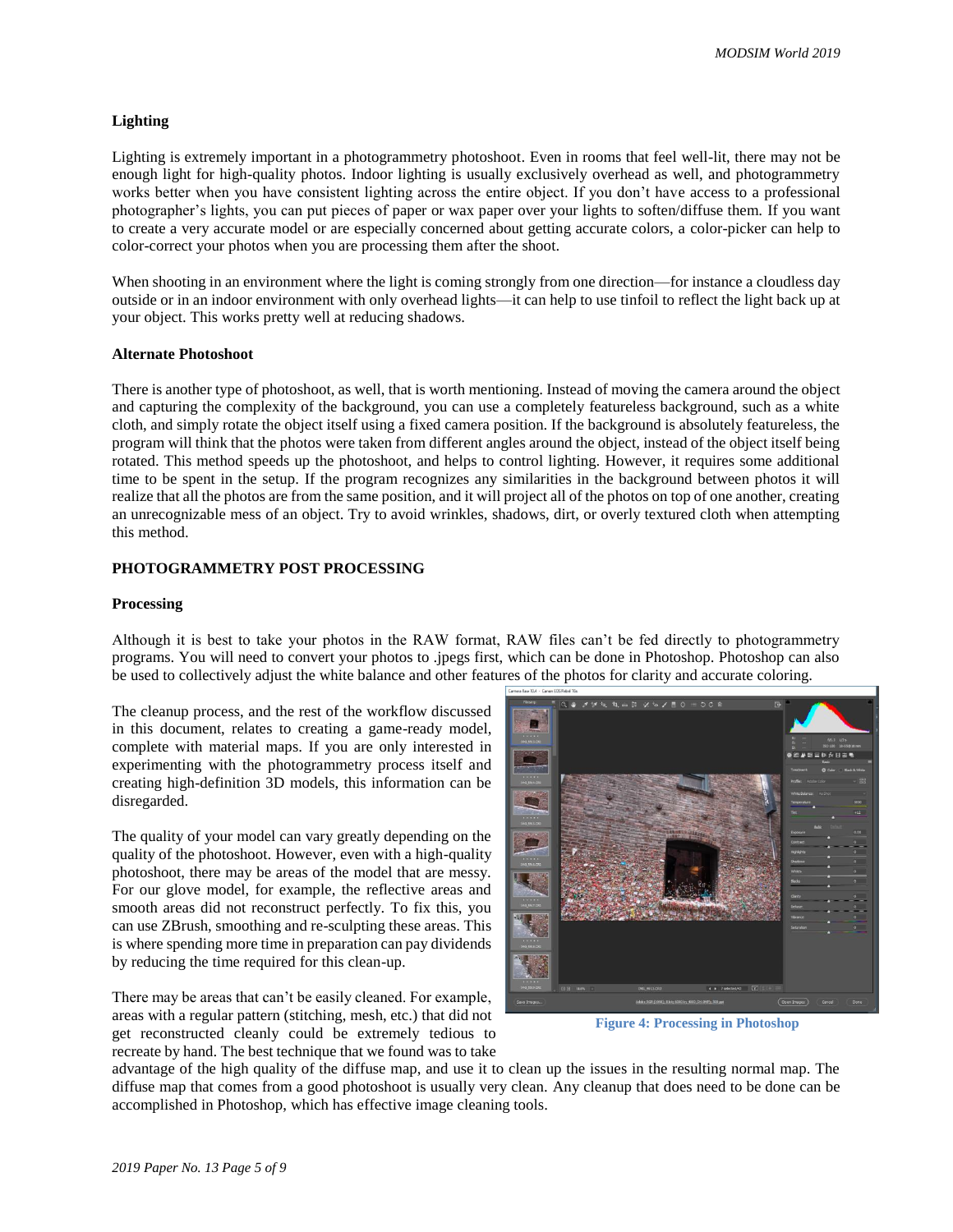## Lighting

Lighting is extremely important in a photogrammetry photoshoot. Even in rooms that feel well-lit, there may not be enough light for high-quality photos. Indoor lighting is usually exclusively overhead as well, and photogrammetry works better when you have consistent lighting across the entire object. If you don't have access to a professional photographer's lights, you can put pieces of paper or wax paper over your lights to soften/diffuse them. If you want to create a very accurate model or are especially concerned about getting accurate colors, a color-picker can help to color-correct your photos when you are processing them after the shoot.

When shooting in an environment where the light is coming strongly from one direction—for instance a cloudless day outside or in an indoor environment with only overhead lights—it can help to use tinfoil to reflect the light back up at your object. This works pretty well at reducing shadows.

## Alternate Photoshoot

There is another type of photoshoot, as well, that is worth mentioning. Instead of moving the camera around the object and capturing the complexity of the background, you can use a completely featureless background, such as a white cloth, and simply rotate the object itself using a fixed camera position. If the background is absolutely featureless, the program will think that the photos were taken from different angles around the object, instead of the object itself being rotated. This method speeds up the photoshoot, and helps to control lighting. However, it requires some additional time to be spent in the setup. If the program recognizes any similarities in the background between photos it will realize that all the photos are from the same position, and it will project all of the photos on top of one another, creating an unrecognizable mess of an object. Try to avoid wrinkles, shadows, dirt, or overly textured cloth when attempting this method.

# PHOTOGRAMMETRY POST PROCESSING

## Processing

Although it is best to take your photos in the RAW format, RAW files can't be fed directly to photogrammetry programs. You will need to convert your photos to .jpegs first, which can be done in Photoshop. Photoshop can also be used to collectively adjust the white balance and other features of the photos for clarity and accurate coloring.

The cleanup process, and the rest of the workflow discussed in this document, relates to creating a game-ready model, complete with material maps. If you are only interested in experimenting with the photogrammetry process itself and creating high-definition 3D models, this information can be disregarded.

The quality of your model can vary greatly depending on the quality of the photoshoot. However, even with a high-quality photoshoot, there may be areas of the model that are messy. For our glove model, for example, the reflective areas and smooth areas did not reconstruct perfectly. To fix this, you can use ZBrush, smoothing and re-sculpting these areas. This is where spending more time in preparation can pay dividends by reducing the time required for this clean-up.

**Figure 4: Processing in Photoshop**

There may be areas that can't be easily cleaned. For example, areas with a regular pattern (stitching, mesh, etc.) that did not get reconstructed cleanly could be extremely tedious to recreate by hand. The best technique that we found was to take advantage of the high quality of the diffuse map, and use it to clean up the issues in the resulting normal map. The diffuse map that comes from a good photoshoot is usually very clean. Any cleanup that does need to be done can be accomplished in Photoshop, which has effective image cleaning tools.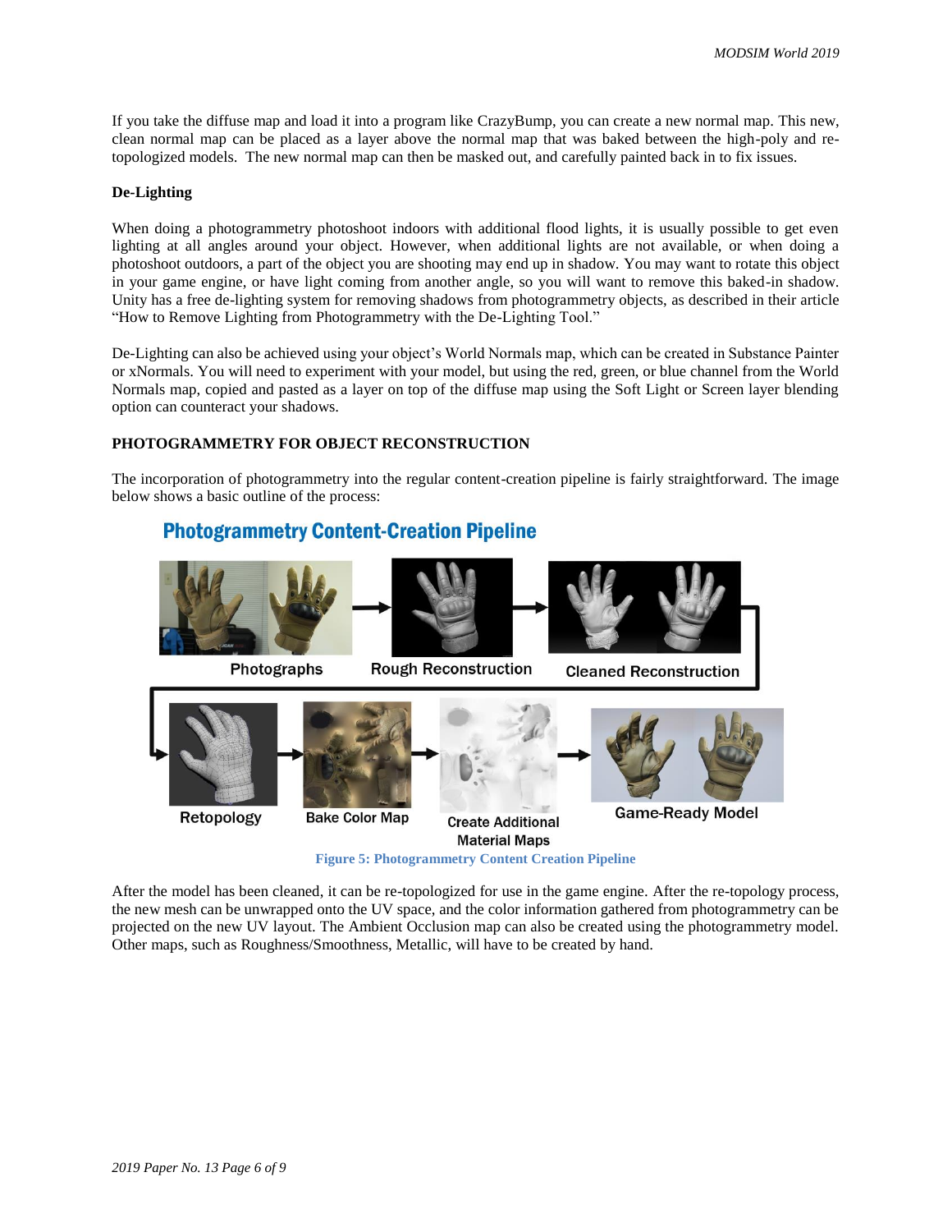If you take the diffuse map and load it into a program like CrazyBump, you can create a new normal map. This new, clean normal map can be placed as a layer above the normal map that was baked between the high-poly and re-topologized models. The new normal map can then be masked out, and carefully painted back in to fix issues.

**De-Lighting**

When doing a photogrammetry photoshoot indoors with additional flood lights, it is usually possible to get even lighting at all angles around your object. However, when additional lights are not available, or when doing a photoshoot outdoors, a part of the object you are shooting may end up in shadow. You may want to rotate this object in your game engine, or have light coming from another angle, so you will want to remove this baked-in shadow. Unity has a free de-lighting system for removing shadows from photogrammetry objects, as described in their article "How to Remove Lighting from Photogrammetry with the De-Lighting Tool."

De-Lighting can also be achieved using your object's World Normals map, which can be created in Substance Painter or xNormals. You will need to experiment with your model, but using the red, green, or blue channel from the World Normals map, copied and pasted as a layer on top of the diffuse map using the Soft Light or Screen layer blending option can counteract your shadows.

## PHOTOGRAMMETRY FOR OBJECT RECONSTRUCTION

The incorporation of photogrammetry into the regular content-creation pipeline is fairly straightforward. The image below shows a basic outline of the process:

Figure 5: Photogrammetry Content Creation Pipeline

After the model has been cleaned, it can be re-topologized for use in the game engine. After the re-topology process, the new mesh can be unwrapped onto the UV space, and the color information gathered from photogrammetry can be projected on the new UV layout. The Ambient Occlusion map can also be created using the photogrammetry model. Other maps, such as Roughness/Smoothness, Metallic, will have to be created by hand.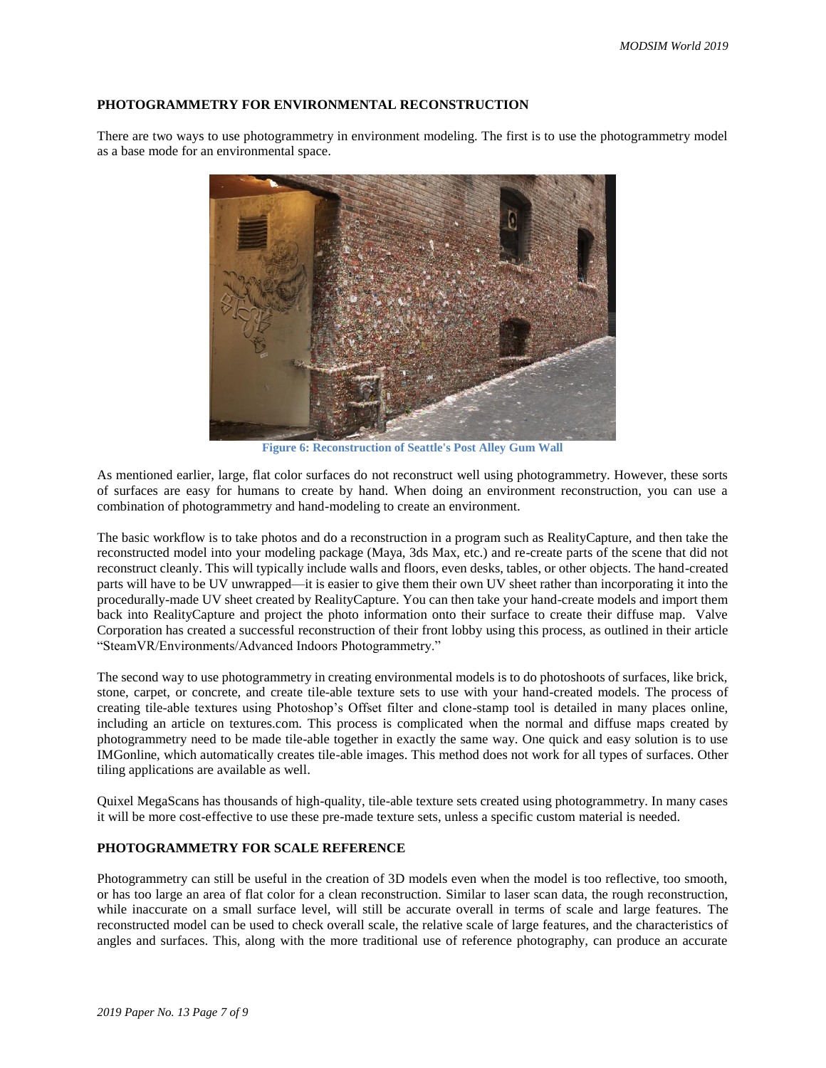## PHOTOGRAMMETRY FOR ENVIRONMENTAL RECONSTRUCTION

There are two ways to use photogrammetry in environment modeling. The first is to use the photogrammetry model as a base mode for an environmental space.

**Figure 6: Reconstruction of Seattle's Post Alley Gum Wall**

As mentioned earlier, large, flat color surfaces do not reconstruct well using photogrammetry. However, these sorts of surfaces are easy for humans to create by hand. When doing an environment reconstruction, you can use a combination of photogrammetry and hand-modeling to create an environment.

The basic workflow is to take photos and do a reconstruction in a program such as RealityCapture, and then take the reconstructed model into your modeling package (Maya, 3ds Max, etc.) and re-create parts of the scene that did not reconstruct cleanly. This will typically include walls and floors, even desks, tables, or other objects. The hand-created parts will have to be UV unwrapped—it is easier to give them their own UV sheet rather than incorporating it into the procedurally-made UV sheet created by RealityCapture. You can then take your hand-create models and import them back into RealityCapture and project the photo information onto their surface to create their diffuse map. Valve Corporation has created a successful reconstruction of their front lobby using this process, as outlined in their article "SteamVR/Environments/Advanced Indoors Photogrammetry."

The second way to use photogrammetry in creating environmental models is to do photoshoots of surfaces, like brick, stone, carpet, or concrete, and create tile-able texture sets to use with your hand-created models. The process of creating tile-able textures using Photoshop's Offset filter and clone-stamp tool is detailed in many places online, including an article on textures.com. This process is complicated when the normal and diffuse maps created by photogrammetry need to be made tile-able together in exactly the same way. One quick and easy solution is to use IMGonline, which automatically creates tile-able images. This method does not work for all types of surfaces. Other tiling applications are available as well.

Quixel MegaScans has thousands of high-quality, tile-able texture sets created using photogrammetry. In many cases it will be more cost-effective to use these pre-made texture sets, unless a specific custom material is needed.

## PHOTOGRAMMETRY FOR SCALE REFERENCE

Photogrammetry can still be useful in the creation of 3D models even when the model is too reflective, too smooth, or has too large an area of flat color for a clean reconstruction. Similar to laser scan data, the rough reconstruction, while inaccurate on a small surface level, will still be accurate overall in terms of scale and large features. The reconstructed model can be used to check overall scale, the relative scale of large features, and the characteristics of angles and surfaces. This, along with the more traditional use of reference photography, can produce an accurate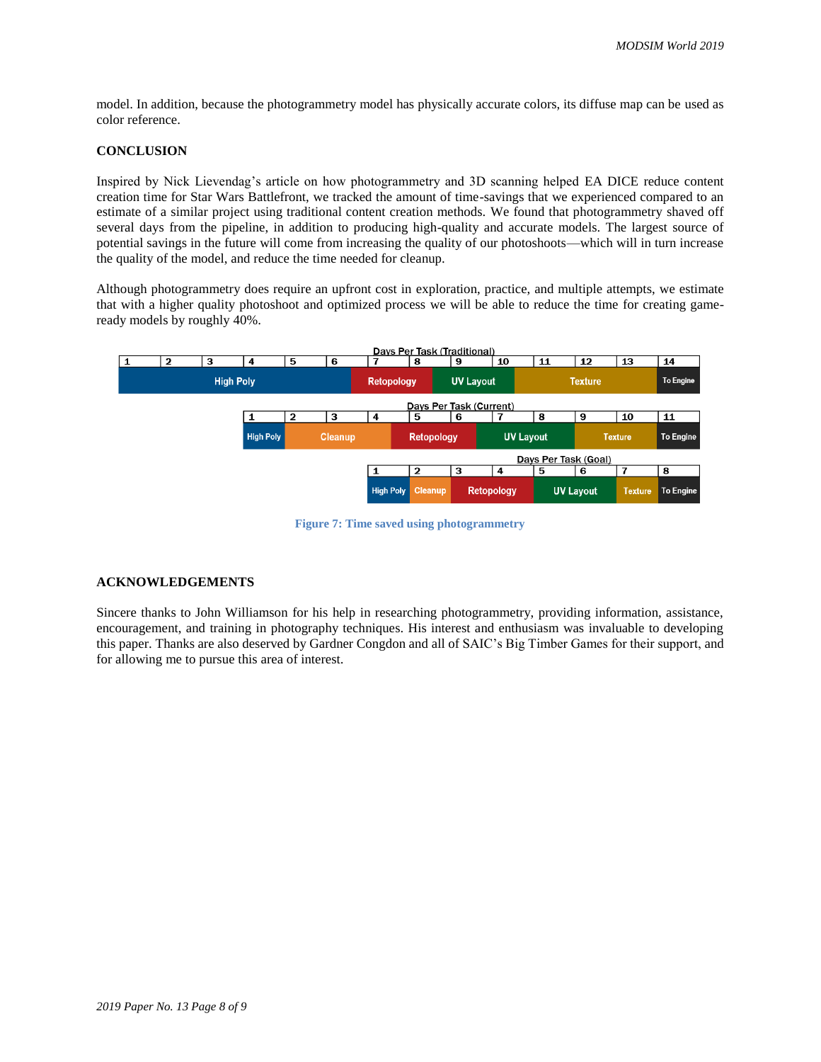model. In addition, because the photogrammetry model has physically accurate colors, its diffuse map can be used as color reference.

## CONCLUSION

Inspired by Nick Lievendag's article on how photogrammetry and 3D scanning helped EA DICE reduce content creation time for Star Wars Battlefront, we tracked the amount of time-savings that we experienced compared to an estimate of a similar project using traditional content creation methods. We found that photogrammetry shaved off several days from the pipeline, in addition to producing high-quality and accurate models. The largest source of potential savings in the future will come from increasing the quality of our photoshoots—which will in turn increase the quality of the model, and reduce the time needed for cleanup.

Although photogrammetry does require an upfront cost in exploration, practice, and multiple attempts, we estimate that with a higher quality photoshoot and optimized process we will be able to reduce the time for creating game-ready models by roughly 40%.

**Days Per Task (Traditional)**

| 1 | 2 | 3 | 4 | 5 | 6 | 7 | 8 | 9 | 10 | 11 | 12 | 13 | 14 |
|---|---|---|---|---|---|---|---|---|---|---|---|---|---|
| High Poly | | | | | | Retopology | | UV Layout | | Texture | | | To Engine |

**Days Per Task (Current)**

| 1 | 2 | 3 | 4 | 5 | 6 | 7 | 8 | 9 | 10 | 11 |
|---|---|---|---|---|---|---|---|---|---|---|
| High Poly | Cleanup | | Retopology | | UV Layout | | | Texture | | To Engine |

**Days Per Task (Goal)**

| 1 | 2 | 3 | 4 | 5 | 6 | 7 | 8 |
|---|---|---|---|---|---|---|---|
| High Poly | Cleanup | Retopology | | UV Layout | | Texture | To Engine |

Figure 7: Time saved using photogrammetry

## ACKNOWLEDGEMENTS

Sincere thanks to John Williamson for his help in researching photogrammetry, providing information, assistance, encouragement, and training in photography techniques. His interest and enthusiasm was invaluable to developing this paper. Thanks are also deserved by Gardner Congdon and all of SAIC's Big Timber Games for their support, and for allowing me to pursue this area of interest.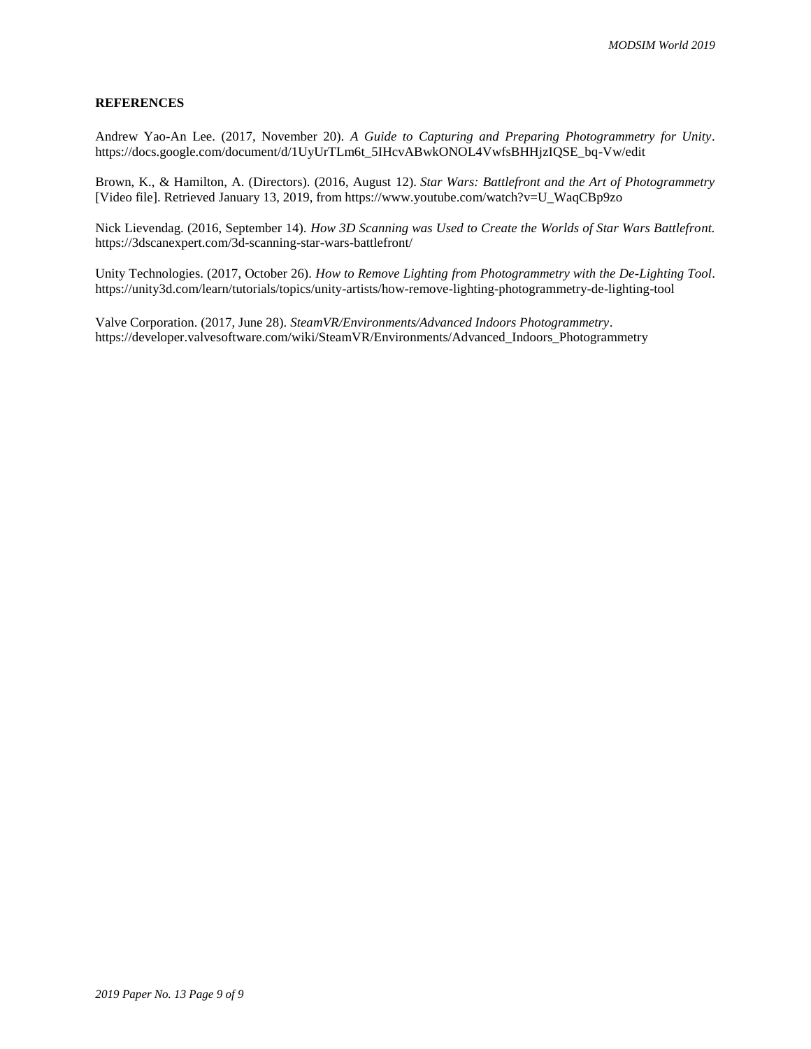**REFERENCES**

Andrew Yao-An Lee. (2017, November 20). *A Guide to Capturing and Preparing Photogrammetry for Unity*. https://docs.google.com/document/d/1UyUrTLm6t_5IHcvABwkONOL4VwfsBHHjzIQSE_bq-Vw/edit

Brown, K., & Hamilton, A. (Directors). (2016, August 12). *Star Wars: Battlefront and the Art of Photogrammetry* [Video file]. Retrieved January 13, 2019, from https://www.youtube.com/watch?v=U_WaqCBp9zo

Nick Lievendag. (2016, September 14). *How 3D Scanning was Used to Create the Worlds of Star Wars Battlefront.* https://3dscanexpert.com/3d-scanning-star-wars-battlefront/

Unity Technologies. (2017, October 26). *How to Remove Lighting from Photogrammetry with the De-Lighting Tool*. https://unity3d.com/learn/tutorials/topics/unity-artists/how-remove-lighting-photogrammetry-de-lighting-tool

Valve Corporation. (2017, June 28). *SteamVR/Environments/Advanced Indoors Photogrammetry*. https://developer.valvesoftware.com/wiki/SteamVR/Environments/Advanced_Indoors_Photogrammetry